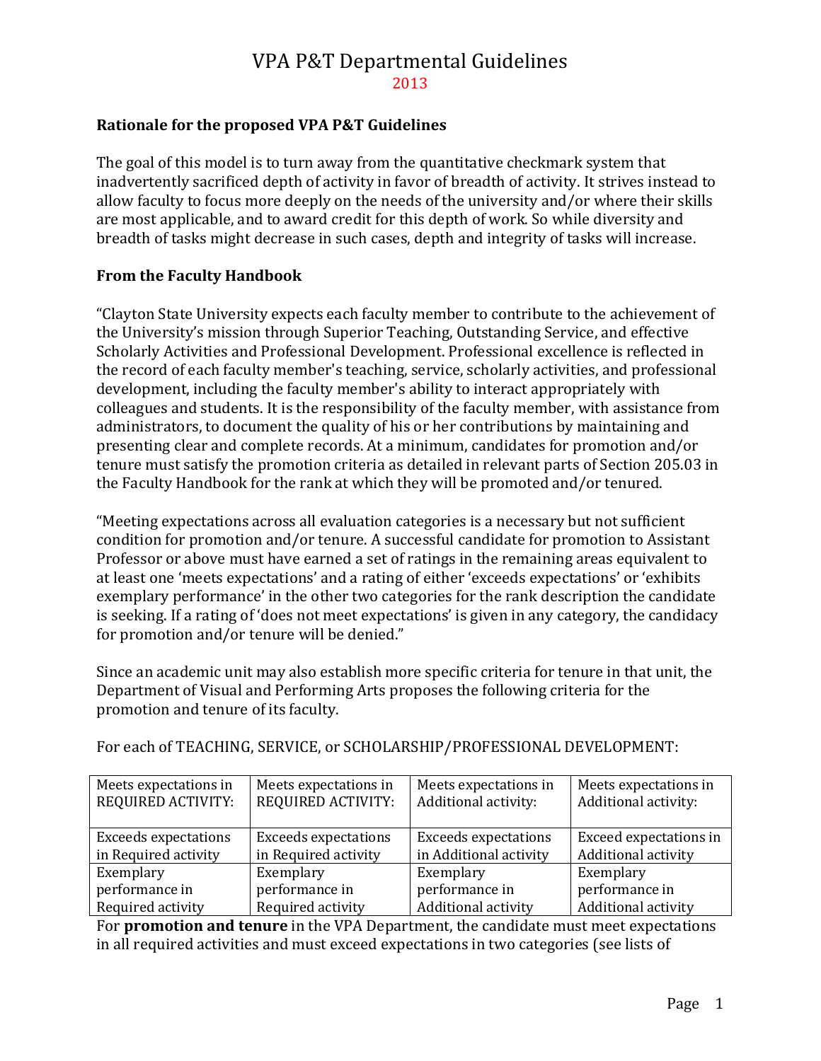# VPA P&T Departmental Guidelines

2013

### Rationale for the proposed VPA P&T Guidelines

The goal of this model is to turn away from the quantitative checkmark system that inadvertently sacrificed depth of activity in favor of breadth of activity. It strives instead to allow faculty to focus more deeply on the needs of the university and/or where their skills are most applicable, and to award credit for this depth of work. So while diversity and breadth of tasks might decrease in such cases, depth and integrity of tasks will increase.

### From the Faculty Handbook

"Clayton State University expects each faculty member to contribute to the achievement of the University's mission through Superior Teaching, Outstanding Service, and effective Scholarly Activities and Professional Development. Professional excellence is reflected in the record of each faculty member's teaching, service, scholarly activities, and professional development, including the faculty member's ability to interact appropriately with colleagues and students. It is the responsibility of the faculty member, with assistance from administrators, to document the quality of his or her contributions by maintaining and presenting clear and complete records. At a minimum, candidates for promotion and/or tenure must satisfy the promotion criteria as detailed in relevant parts of Section 205.03 in the Faculty Handbook for the rank at which they will be promoted and/or tenured.

"Meeting expectations across all evaluation categories is a necessary but not sufficient condition for promotion and/or tenure. A successful candidate for promotion to Assistant Professor or above must have earned a set of ratings in the remaining areas equivalent to at least one 'meets expectations' and a rating of either 'exceeds expectations' or 'exhibits exemplary performance' in the other two categories for the rank description the candidate is seeking. If a rating of 'does not meet expectations' is given in any category, the candidacy for promotion and/or tenure will be denied."

Since an academic unit may also establish more specific criteria for tenure in that unit, the Department of Visual and Performing Arts proposes the following criteria for the promotion and tenure of its faculty.

For each of TEACHING, SERVICE, or SCHOLARSHIP/PROFESSIONAL DEVELOPMENT:

| Meets expectations in REQUIRED ACTIVITY: | Meets expectations in REQUIRED ACTIVITY: | Meets expectations in Additional activity: | Meets expectations in Additional activity: |
|---|---|---|---|
| Exceeds expectations in Required activity | Exceeds expectations in Required activity | Exceeds expectations in Additional activity | Exceed expectations in Additional activity |
| Exemplary performance in Required activity | Exemplary performance in Required activity | Exemplary performance in Additional activity | Exemplary performance in Additional activity |

For **promotion and tenure** in the VPA Department, the candidate must meet expectations in all required activities and must exceed expectations in two categories (see lists of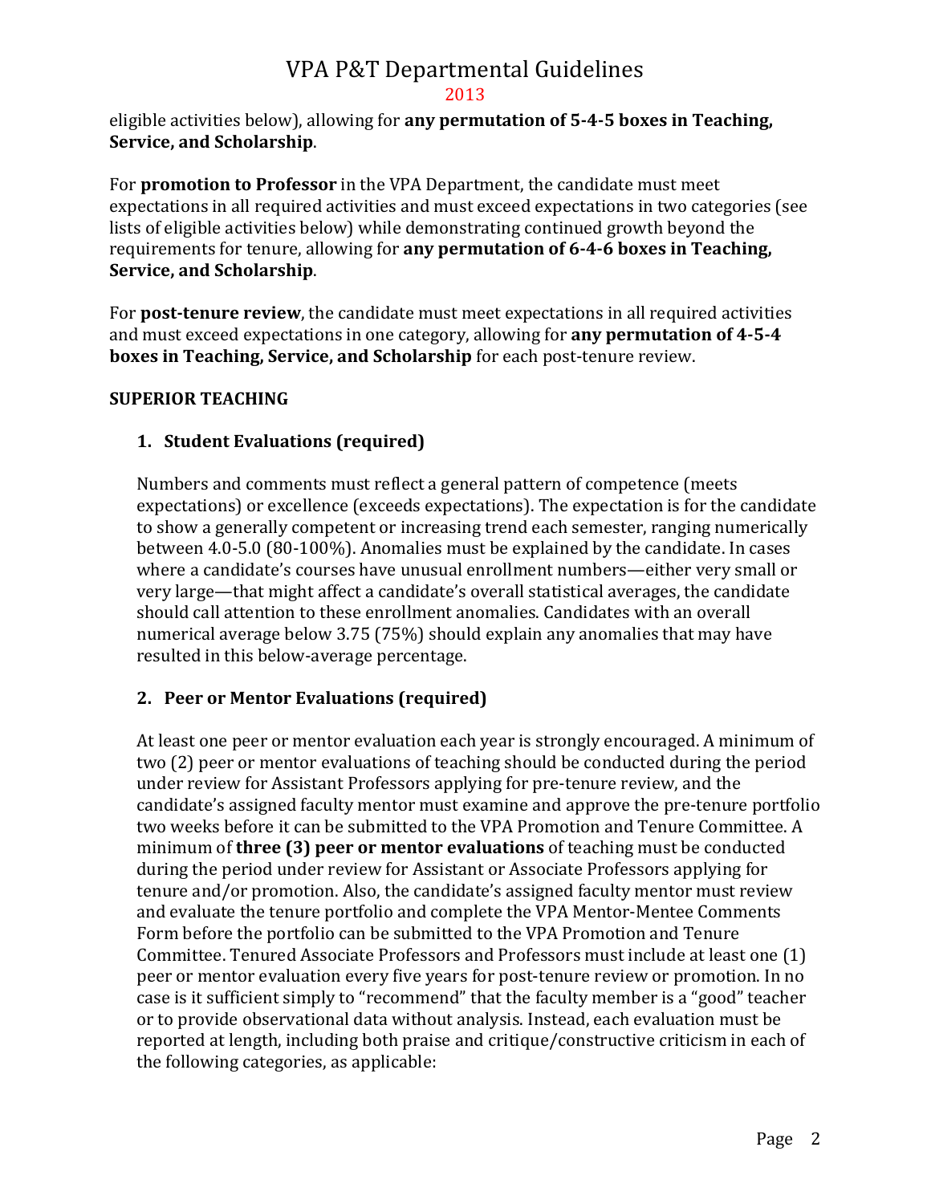eligible activities below), allowing for **any permutation of 5-4-5 boxes in Teaching, Service, and Scholarship**.

For **promotion to Professor** in the VPA Department, the candidate must meet expectations in all required activities and must exceed expectations in two categories (see lists of eligible activities below) while demonstrating continued growth beyond the requirements for tenure, allowing for **any permutation of 6-4-6 boxes in Teaching, Service, and Scholarship**.

For **post-tenure review**, the candidate must meet expectations in all required activities and must exceed expectations in one category, allowing for **any permutation of 4-5-4 boxes in Teaching, Service, and Scholarship** for each post-tenure review.

**SUPERIOR TEACHING**

1. **Student Evaluations (required)**

   Numbers and comments must reflect a general pattern of competence (meets expectations) or excellence (exceeds expectations). The expectation is for the candidate to show a generally competent or increasing trend each semester, ranging numerically between 4.0-5.0 (80-100%). Anomalies must be explained by the candidate. In cases where a candidate's courses have unusual enrollment numbers—either very small or very large—that might affect a candidate's overall statistical averages, the candidate should call attention to these enrollment anomalies. Candidates with an overall numerical average below 3.75 (75%) should explain any anomalies that may have resulted in this below-average percentage.

2. **Peer or Mentor Evaluations (required)**

   At least one peer or mentor evaluation each year is strongly encouraged. A minimum of two (2) peer or mentor evaluations of teaching should be conducted during the period under review for Assistant Professors applying for pre-tenure review, and the candidate's assigned faculty mentor must examine and approve the pre-tenure portfolio two weeks before it can be submitted to the VPA Promotion and Tenure Committee. A minimum of **three (3) peer or mentor evaluations** of teaching must be conducted during the period under review for Assistant or Associate Professors applying for tenure and/or promotion. Also, the candidate's assigned faculty mentor must review and evaluate the tenure portfolio and complete the VPA Mentor-Mentee Comments Form before the portfolio can be submitted to the VPA Promotion and Tenure Committee. Tenured Associate Professors and Professors must include at least one (1) peer or mentor evaluation every five years for post-tenure review or promotion. In no case is it sufficient simply to "recommend" that the faculty member is a "good" teacher or to provide observational data without analysis. Instead, each evaluation must be reported at length, including both praise and critique/constructive criticism in each of the following categories, as applicable: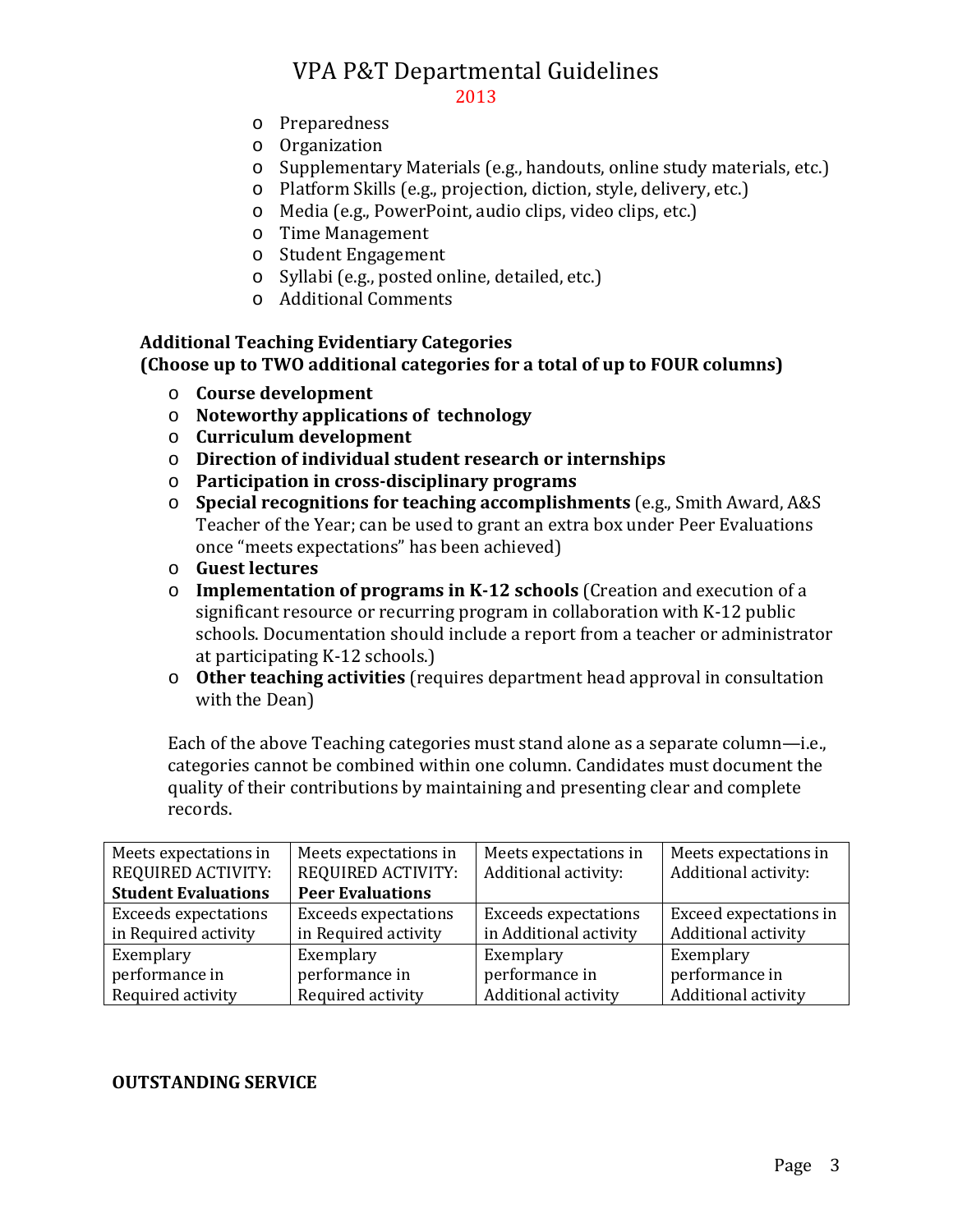- Preparedness
- Organization
- Supplementary Materials (e.g., handouts, online study materials, etc.)
- Platform Skills (e.g., projection, diction, style, delivery, etc.)
- Media (e.g., PowerPoint, audio clips, video clips, etc.)
- Time Management
- Student Engagement
- Syllabi (e.g., posted online, detailed, etc.)
- Additional Comments

**Additional Teaching Evidentiary Categories**
**(Choose up to TWO additional categories for a total of up to FOUR columns)**

- **Course development**
- **Noteworthy applications of technology**
- **Curriculum development**
- **Direction of individual student research or internships**
- **Participation in cross-disciplinary programs**
- **Special recognitions for teaching accomplishments** (e.g., Smith Award, A&S Teacher of the Year; can be used to grant an extra box under Peer Evaluations once "meets expectations" has been achieved)
- **Guest lectures**
- **Implementation of programs in K-12 schools** (Creation and execution of a significant resource or recurring program in collaboration with K-12 public schools. Documentation should include a report from a teacher or administrator at participating K-12 schools.)
- **Other teaching activities** (requires department head approval in consultation with the Dean)

Each of the above Teaching categories must stand alone as a separate column—i.e., categories cannot be combined within one column. Candidates must document the quality of their contributions by maintaining and presenting clear and complete records.

| Meets expectations in REQUIRED ACTIVITY: **Student Evaluations** | Meets expectations in REQUIRED ACTIVITY: **Peer Evaluations** | Meets expectations in Additional activity: | Meets expectations in Additional activity: |
|---|---|---|---|
| Exceeds expectations in Required activity | Exceeds expectations in Required activity | Exceeds expectations in Additional activity | Exceed expectations in Additional activity |
| Exemplary performance in Required activity | Exemplary performance in Required activity | Exemplary performance in Additional activity | Exemplary performance in Additional activity |

**OUTSTANDING SERVICE**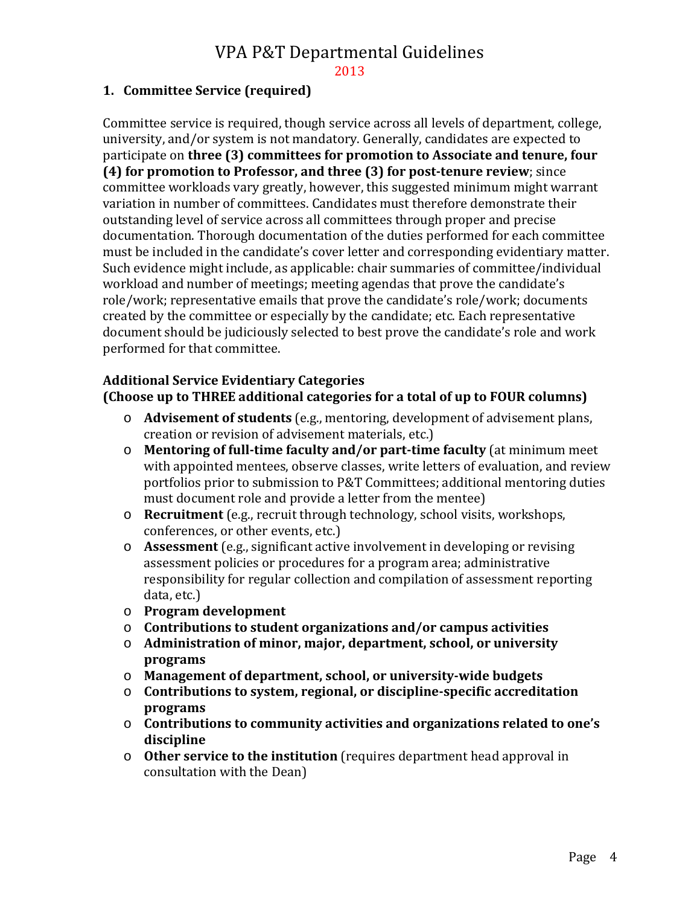## 1. Committee Service (required)

Committee service is required, though service across all levels of department, college, university, and/or system is not mandatory. Generally, candidates are expected to participate on **three (3) committees for promotion to Associate and tenure, four (4) for promotion to Professor, and three (3) for post-tenure review**; since committee workloads vary greatly, however, this suggested minimum might warrant variation in number of committees. Candidates must therefore demonstrate their outstanding level of service across all committees through proper and precise documentation. Thorough documentation of the duties performed for each committee must be included in the candidate's cover letter and corresponding evidentiary matter. Such evidence might include, as applicable: chair summaries of committee/individual workload and number of meetings; meeting agendas that prove the candidate's role/work; representative emails that prove the candidate's role/work; documents created by the committee or especially by the candidate; etc. Each representative document should be judiciously selected to best prove the candidate's role and work performed for that committee.

**Additional Service Evidentiary Categories**
**(Choose up to THREE additional categories for a total of up to FOUR columns)**

- **Advisement of students** (e.g., mentoring, development of advisement plans, creation or revision of advisement materials, etc.)
- **Mentoring of full-time faculty and/or part-time faculty** (at minimum meet with appointed mentees, observe classes, write letters of evaluation, and review portfolios prior to submission to P&T Committees; additional mentoring duties must document role and provide a letter from the mentee)
- **Recruitment** (e.g., recruit through technology, school visits, workshops, conferences, or other events, etc.)
- **Assessment** (e.g., significant active involvement in developing or revising assessment policies or procedures for a program area; administrative responsibility for regular collection and compilation of assessment reporting data, etc.)
- **Program development**
- **Contributions to student organizations and/or campus activities**
- **Administration of minor, major, department, school, or university programs**
- **Management of department, school, or university-wide budgets**
- **Contributions to system, regional, or discipline-specific accreditation programs**
- **Contributions to community activities and organizations related to one's discipline**
- **Other service to the institution** (requires department head approval in consultation with the Dean)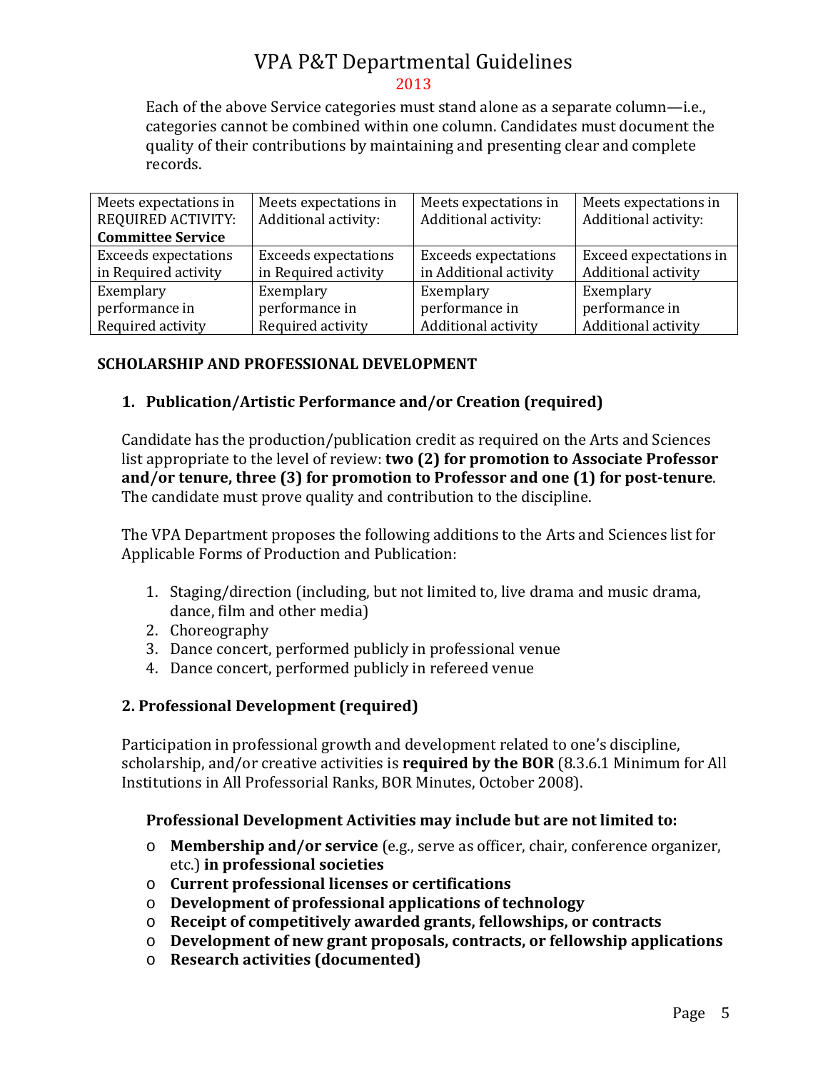Each of the above Service categories must stand alone as a separate column—i.e., categories cannot be combined within one column. Candidates must document the quality of their contributions by maintaining and presenting clear and complete records.

| Meets expectations in REQUIRED ACTIVITY: **Committee Service** | Meets expectations in Additional activity: | Meets expectations in Additional activity: | Meets expectations in Additional activity: |
|---|---|---|---|
| Exceeds expectations in Required activity | Exceeds expectations in Required activity | Exceeds expectations in Additional activity | Exceed expectations in Additional activity |
| Exemplary performance in Required activity | Exemplary performance in Required activity | Exemplary performance in Additional activity | Exemplary performance in Additional activity |

**SCHOLARSHIP AND PROFESSIONAL DEVELOPMENT**

### 1. Publication/Artistic Performance and/or Creation (required)

Candidate has the production/publication credit as required on the Arts and Sciences list appropriate to the level of review: **two (2) for promotion to Associate Professor and/or tenure, three (3) for promotion to Professor and one (1) for post-tenure**. The candidate must prove quality and contribution to the discipline.

The VPA Department proposes the following additions to the Arts and Sciences list for Applicable Forms of Production and Publication:

1. Staging/direction (including, but not limited to, live drama and music drama, dance, film and other media)
2. Choreography
3. Dance concert, performed publicly in professional venue
4. Dance concert, performed publicly in refereed venue

### 2. Professional Development (required)

Participation in professional growth and development related to one's discipline, scholarship, and/or creative activities is **required by the BOR** (8.3.6.1 Minimum for All Institutions in All Professorial Ranks, BOR Minutes, October 2008).

**Professional Development Activities may include but are not limited to:**

- **Membership and/or service** (e.g., serve as officer, chair, conference organizer, etc.) **in professional societies**
- **Current professional licenses or certifications**
- **Development of professional applications of technology**
- **Receipt of competitively awarded grants, fellowships, or contracts**
- **Development of new grant proposals, contracts, or fellowship applications**
- **Research activities (documented)**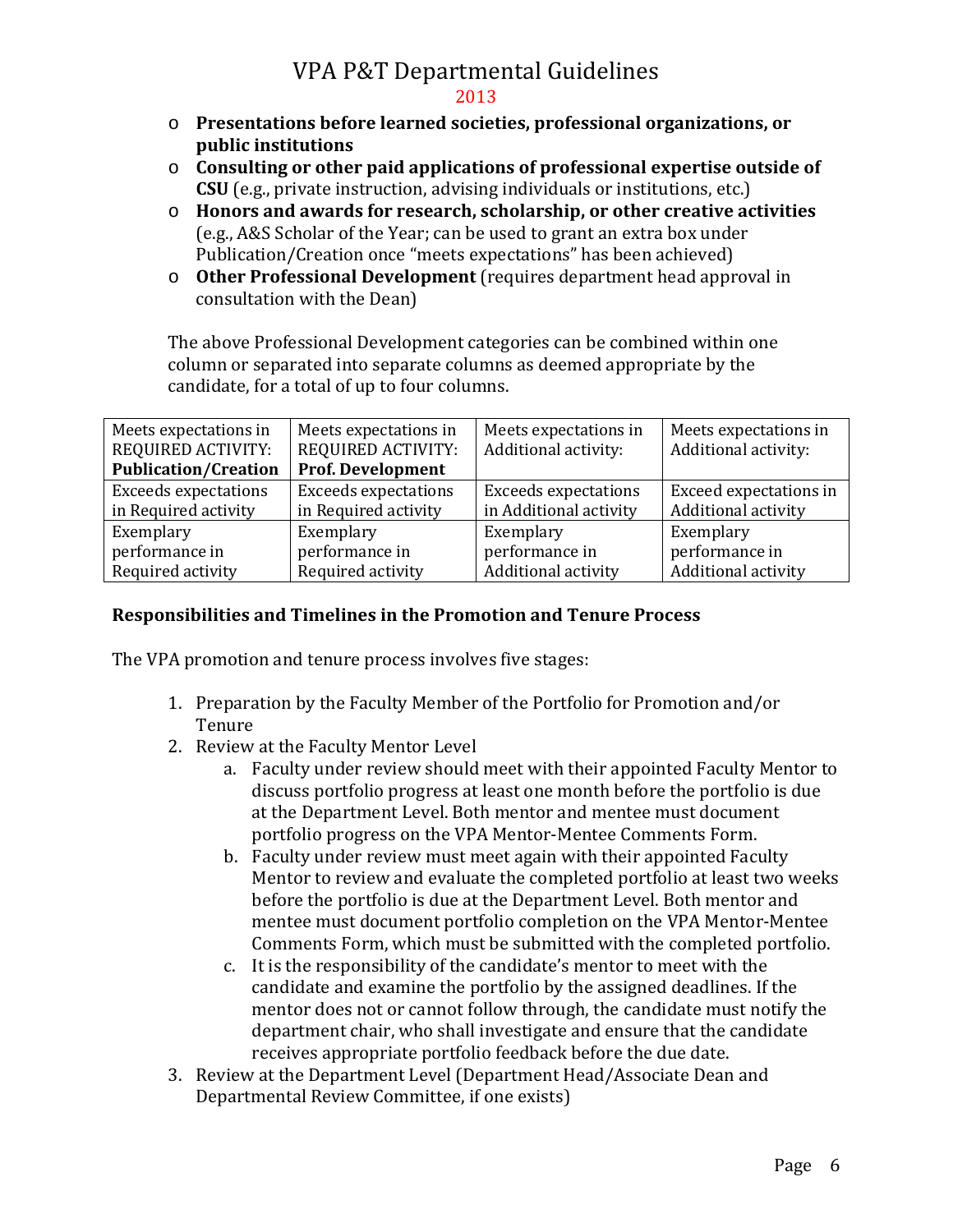- **Presentations before learned societies, professional organizations, or public institutions**
- **Consulting or other paid applications of professional expertise outside of CSU** (e.g., private instruction, advising individuals or institutions, etc.)
- **Honors and awards for research, scholarship, or other creative activities** (e.g., A&S Scholar of the Year; can be used to grant an extra box under Publication/Creation once "meets expectations" has been achieved)
- **Other Professional Development** (requires department head approval in consultation with the Dean)

The above Professional Development categories can be combined within one column or separated into separate columns as deemed appropriate by the candidate, for a total of up to four columns.

| Meets expectations in REQUIRED ACTIVITY: **Publication/Creation** | Meets expectations in REQUIRED ACTIVITY: **Prof. Development** | Meets expectations in Additional activity: | Meets expectations in Additional activity: |
|---|---|---|---|
| Exceeds expectations in Required activity | Exceeds expectations in Required activity | Exceeds expectations in Additional activity | Exceed expectations in Additional activity |
| Exemplary performance in Required activity | Exemplary performance in Required activity | Exemplary performance in Additional activity | Exemplary performance in Additional activity |

## Responsibilities and Timelines in the Promotion and Tenure Process

The VPA promotion and tenure process involves five stages:

1. Preparation by the Faculty Member of the Portfolio for Promotion and/or Tenure
2. Review at the Faculty Mentor Level
   a. Faculty under review should meet with their appointed Faculty Mentor to discuss portfolio progress at least one month before the portfolio is due at the Department Level. Both mentor and mentee must document portfolio progress on the VPA Mentor-Mentee Comments Form.
   b. Faculty under review must meet again with their appointed Faculty Mentor to review and evaluate the completed portfolio at least two weeks before the portfolio is due at the Department Level. Both mentor and mentee must document portfolio completion on the VPA Mentor-Mentee Comments Form, which must be submitted with the completed portfolio.
   c. It is the responsibility of the candidate's mentor to meet with the candidate and examine the portfolio by the assigned deadlines. If the mentor does not or cannot follow through, the candidate must notify the department chair, who shall investigate and ensure that the candidate receives appropriate portfolio feedback before the due date.
3. Review at the Department Level (Department Head/Associate Dean and Departmental Review Committee, if one exists)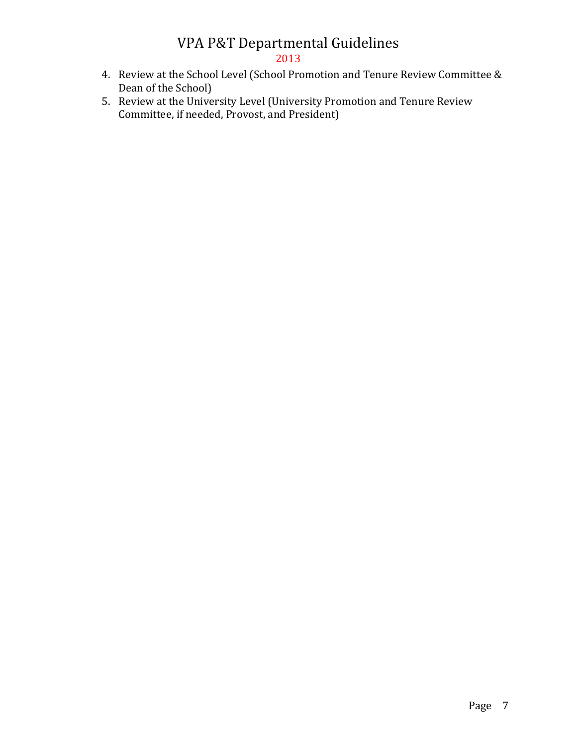4. Review at the School Level (School Promotion and Tenure Review Committee & Dean of the School)
5. Review at the University Level (University Promotion and Tenure Review Committee, if needed, Provost, and President)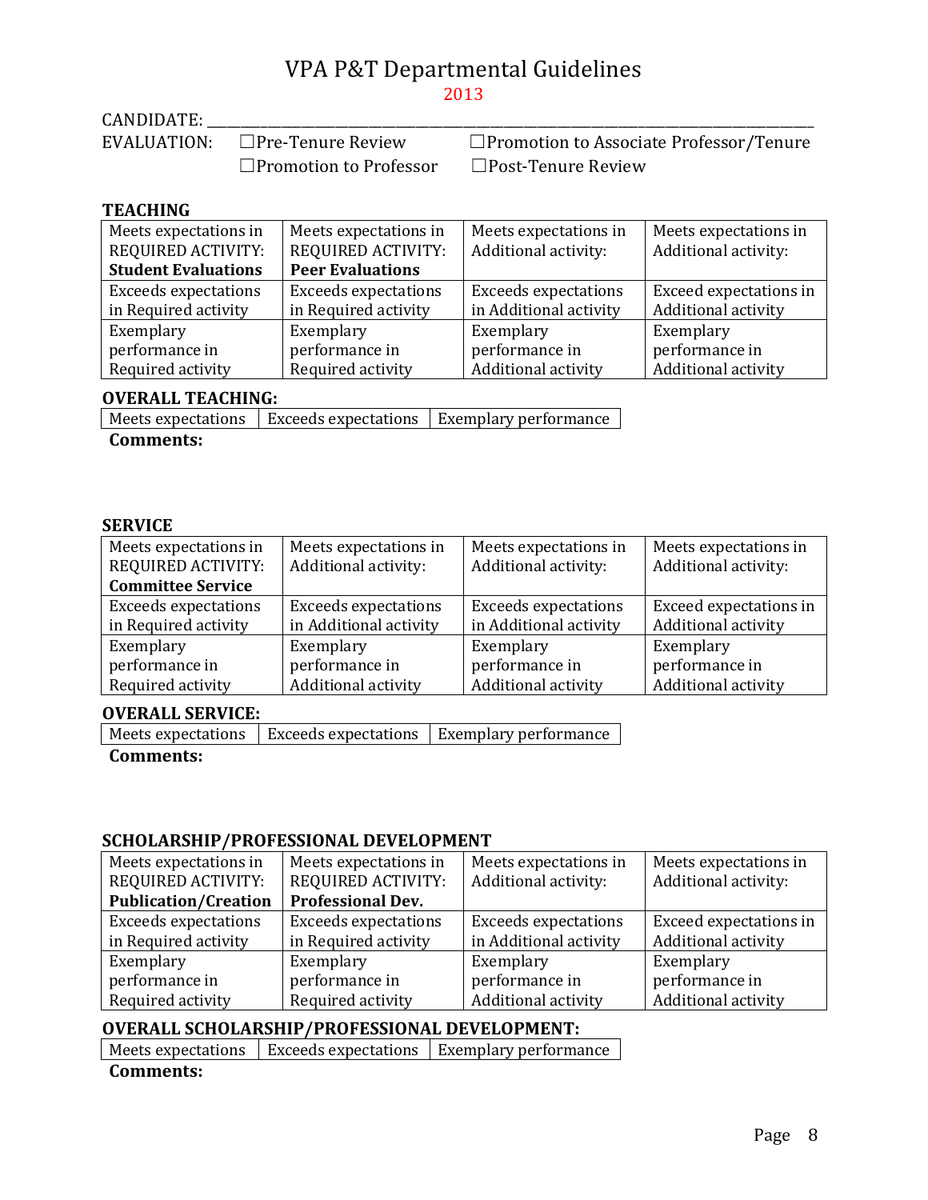# VPA P&T Departmental Guidelines

2013

CANDIDATE: \_\_\_\_\_\_\_\_\_\_\_\_\_\_\_\_\_\_\_\_\_\_\_\_\_\_\_\_\_\_\_\_\_\_\_\_\_\_\_\_\_\_\_\_\_\_\_\_\_\_\_\_\_\_\_\_\_\_\_\_\_\_\_\_\_\_\_\_\_\_\_\_\_\_\_\_

EVALUATION: ☐Pre-Tenure Review ☐Promotion to Associate Professor/Tenure ☐Promotion to Professor ☐Post-Tenure Review

**TEACHING**

| Meets expectations in REQUIRED ACTIVITY: **Student Evaluations** | Meets expectations in REQUIRED ACTIVITY: **Peer Evaluations** | Meets expectations in Additional activity: | Meets expectations in Additional activity: |
|---|---|---|---|
| Exceeds expectations in Required activity | Exceeds expectations in Required activity | Exceeds expectations in Additional activity | Exceed expectations in Additional activity |
| Exemplary performance in Required activity | Exemplary performance in Required activity | Exemplary performance in Additional activity | Exemplary performance in Additional activity |

**OVERALL TEACHING:**

| Meets expectations | Exceeds expectations | Exemplary performance |
|---|---|---|

**Comments:**

**SERVICE**

| Meets expectations in REQUIRED ACTIVITY: **Committee Service** | Meets expectations in Additional activity: | Meets expectations in Additional activity: | Meets expectations in Additional activity: |
|---|---|---|---|
| Exceeds expectations in Required activity | Exceeds expectations in Additional activity | Exceeds expectations in Additional activity | Exceed expectations in Additional activity |
| Exemplary performance in Required activity | Exemplary performance in Additional activity | Exemplary performance in Additional activity | Exemplary performance in Additional activity |

**OVERALL SERVICE:**

| Meets expectations | Exceeds expectations | Exemplary performance |
|---|---|---|

**Comments:**

**SCHOLARSHIP/PROFESSIONAL DEVELOPMENT**

| Meets expectations in REQUIRED ACTIVITY: **Publication/Creation** | Meets expectations in REQUIRED ACTIVITY: **Professional Dev.** | Meets expectations in Additional activity: | Meets expectations in Additional activity: |
|---|---|---|---|
| Exceeds expectations in Required activity | Exceeds expectations in Required activity | Exceeds expectations in Additional activity | Exceed expectations in Additional activity |
| Exemplary performance in Required activity | Exemplary performance in Required activity | Exemplary performance in Additional activity | Exemplary performance in Additional activity |

**OVERALL SCHOLARSHIP/PROFESSIONAL DEVELOPMENT:**

| Meets expectations | Exceeds expectations | Exemplary performance |
|---|---|---|

**Comments:**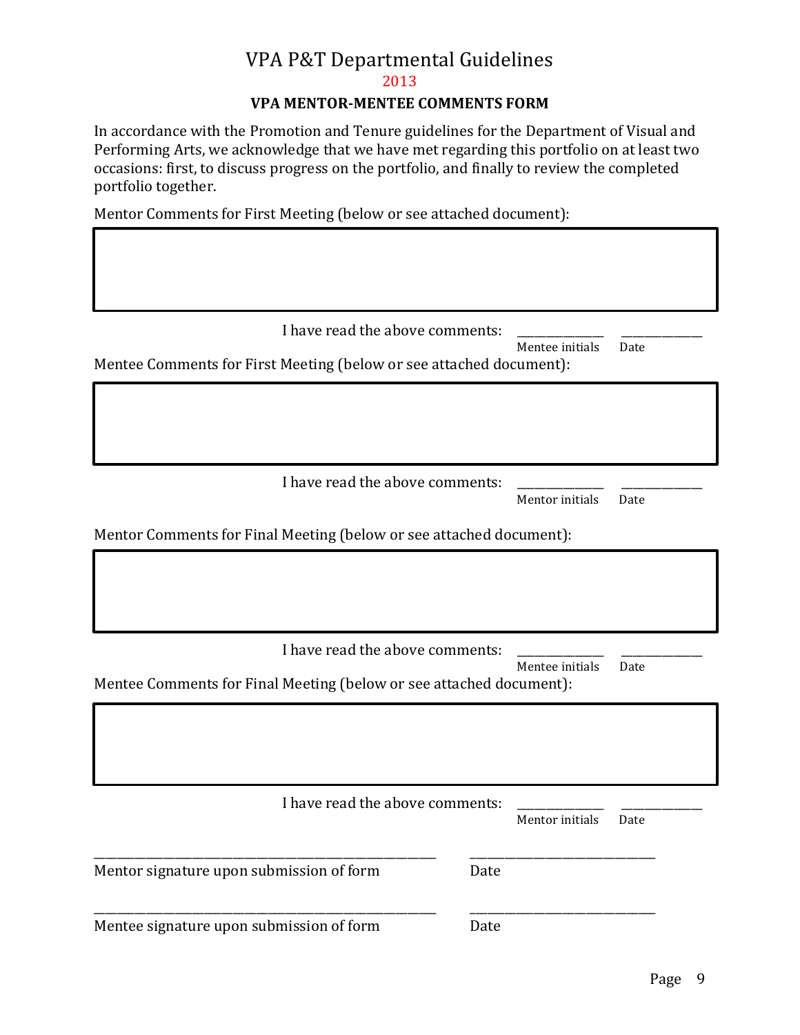# VPA P&T Departmental Guidelines

2013

### VPA MENTOR-MENTEE COMMENTS FORM

In accordance with the Promotion and Tenure guidelines for the Department of Visual and Performing Arts, we acknowledge that we have met regarding this portfolio on at least two occasions: first, to discuss progress on the portfolio, and finally to review the completed portfolio together.

Mentor Comments for First Meeting (below or see attached document):

| |
|---|
| |

I have read the above comments: _____________ _____________

Mentee initials Date

Mentee Comments for First Meeting (below or see attached document):

| |
|---|
| |

I have read the above comments: _____________ _____________

Mentor initials Date

Mentor Comments for Final Meeting (below or see attached document):

| |
|---|
| |

I have read the above comments: _____________ _____________

Mentee initials Date

Mentee Comments for Final Meeting (below or see attached document):

| |
|---|
| |

I have read the above comments: _____________ _____________

Mentor initials Date

_____________________________________________ ___________________________

Mentor signature upon submission of form Date

_____________________________________________ ___________________________

Mentee signature upon submission of form Date